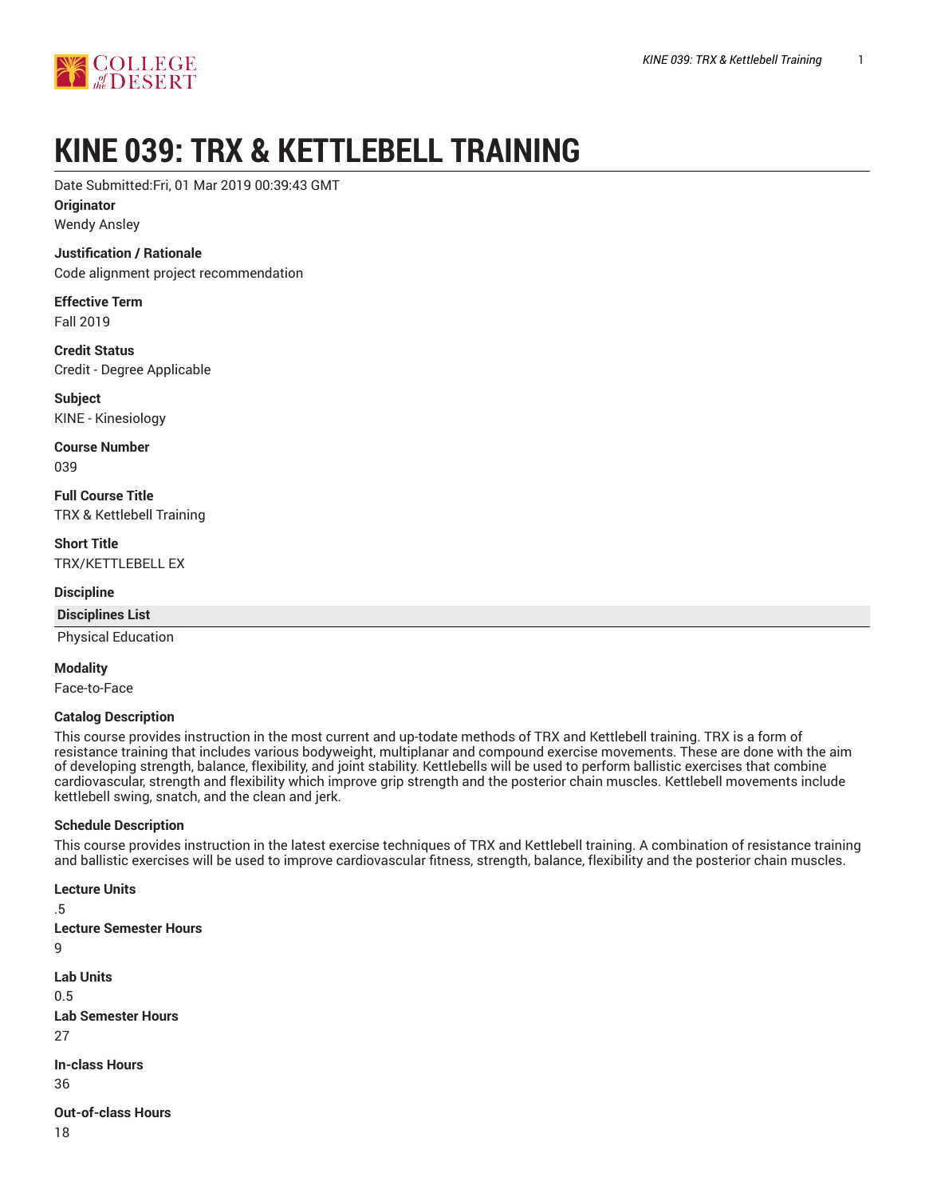# KINE 039: TRX & KETTLEBELL TRAINING

Date Submitted:Fri, 01 Mar 2019 00:39:43 GMT

**Originator**

Wendy Ansley

**Justification / Rationale**

Code alignment project recommendation

**Effective Term**

Fall 2019

**Credit Status**

Credit - Degree Applicable

**Subject**

KINE - Kinesiology

**Course Number**

039

**Full Course Title**

TRX & Kettlebell Training

**Short Title**

TRX/KETTLEBELL EX

**Discipline**

| Disciplines List |
|---|
| Physical Education |

**Modality**

Face-to-Face

**Catalog Description**

This course provides instruction in the most current and up-todate methods of TRX and Kettlebell training. TRX is a form of resistance training that includes various bodyweight, multiplanar and compound exercise movements. These are done with the aim of developing strength, balance, flexibility, and joint stability. Kettlebells will be used to perform ballistic exercises that combine cardiovascular, strength and flexibility which improve grip strength and the posterior chain muscles. Kettlebell movements include kettlebell swing, snatch, and the clean and jerk.

**Schedule Description**

This course provides instruction in the latest exercise techniques of TRX and Kettlebell training. A combination of resistance training and ballistic exercises will be used to improve cardiovascular fitness, strength, balance, flexibility and the posterior chain muscles.

**Lecture Units**

.5

**Lecture Semester Hours**

9

**Lab Units**

0.5

**Lab Semester Hours**

27

**In-class Hours**

36

**Out-of-class Hours**

18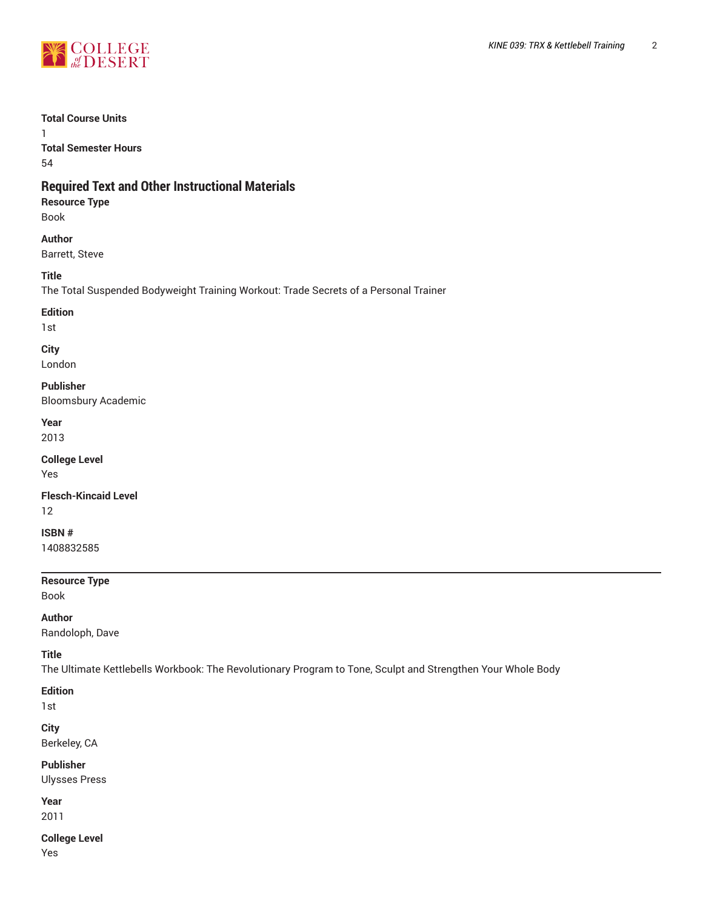**Total Course Units**

1

**Total Semester Hours**

54

## Required Text and Other Instructional Materials

**Resource Type**

Book

**Author**

Barrett, Steve

**Title**

The Total Suspended Bodyweight Training Workout: Trade Secrets of a Personal Trainer

**Edition**

1st

**City**

London

**Publisher**

Bloomsbury Academic

**Year**

2013

**College Level**

Yes

**Flesch-Kincaid Level**

12

**ISBN #**

1408832585

---

**Resource Type**

Book

**Author**

Randoloph, Dave

**Title**

The Ultimate Kettlebells Workbook: The Revolutionary Program to Tone, Sculpt and Strengthen Your Whole Body

**Edition**

1st

**City**

Berkeley, CA

**Publisher**

Ulysses Press

**Year**

2011

**College Level**

Yes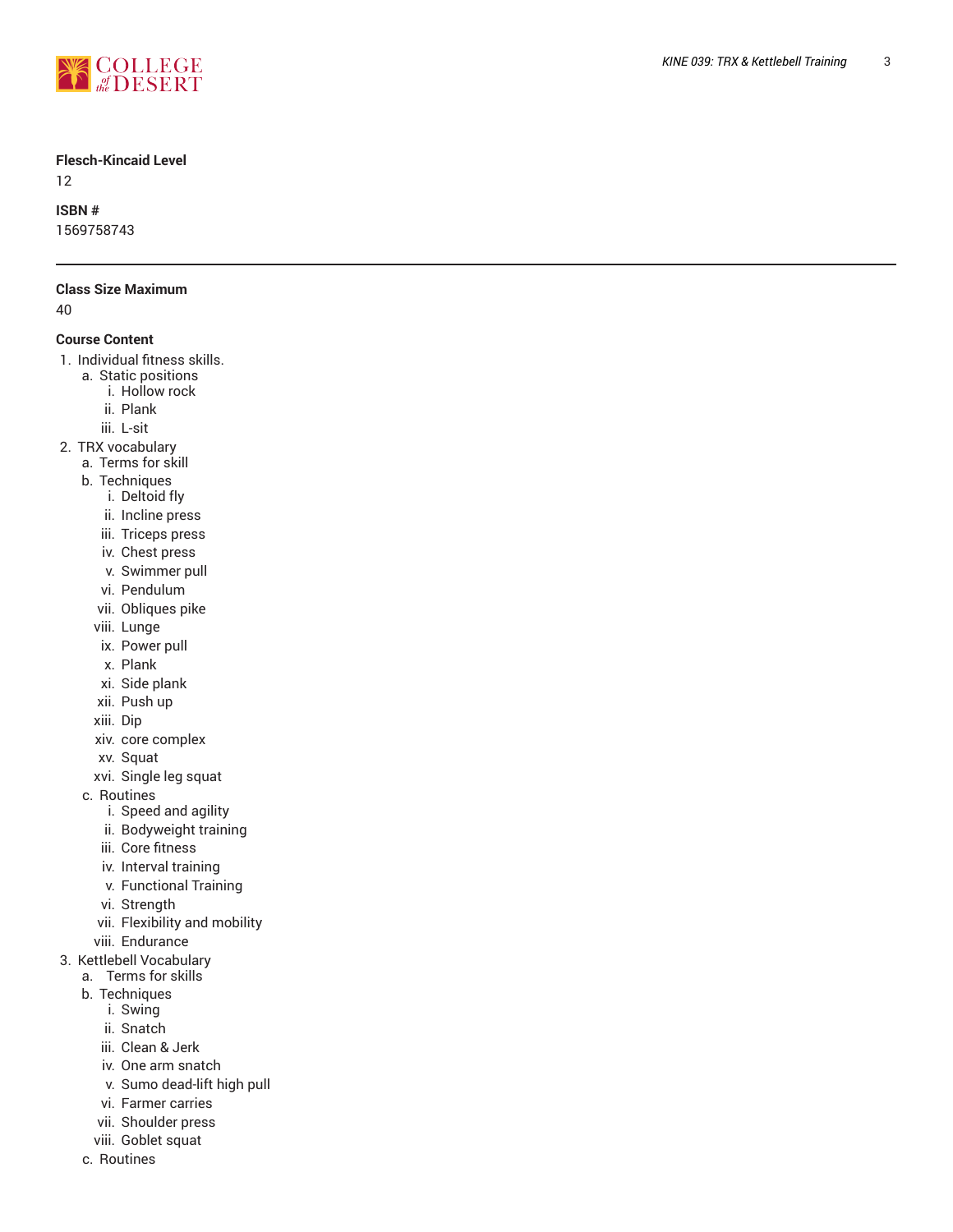**Flesch-Kincaid Level**

12

**ISBN #**

1569758743

---

**Class Size Maximum**

40

**Course Content**

1. Individual fitness skills.
    a. Static positions
        i. Hollow rock
        ii. Plank
        iii. L-sit
2. TRX vocabulary
    a. Terms for skill
    b. Techniques
        i. Deltoid fly
        ii. Incline press
        iii. Triceps press
        iv. Chest press
        v. Swimmer pull
        vi. Pendulum
        vii. Obliques pike
        viii. Lunge
        ix. Power pull
        x. Plank
        xi. Side plank
        xii. Push up
        xiii. Dip
        xiv. core complex
        xv. Squat
        xvi. Single leg squat
    c. Routines
        i. Speed and agility
        ii. Bodyweight training
        iii. Core fitness
        iv. Interval training
        v. Functional Training
        vi. Strength
        vii. Flexibility and mobility
        viii. Endurance
3. Kettlebell Vocabulary
    a. Terms for skills
    b. Techniques
        i. Swing
        ii. Snatch
        iii. Clean & Jerk
        iv. One arm snatch
        v. Sumo dead-lift high pull
        vi. Farmer carries
        vii. Shoulder press
        viii. Goblet squat
    c. Routines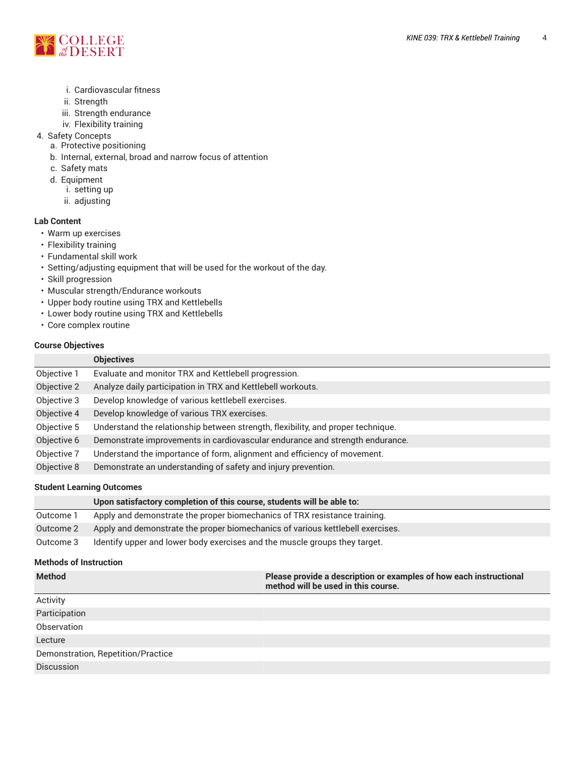i. Cardiovascular fitness
      ii. Strength
      iii. Strength endurance
      iv. Flexibility training
4. Safety Concepts
   a. Protective positioning
   b. Internal, external, broad and narrow focus of attention
   c. Safety mats
   d. Equipment
      i. setting up
      ii. adjusting

**Lab Content**

- Warm up exercises
- Flexibility training
- Fundamental skill work
- Setting/adjusting equipment that will be used for the workout of the day.
- Skill progression
- Muscular strength/Endurance workouts
- Upper body routine using TRX and Kettlebells
- Lower body routine using TRX and Kettlebells
- Core complex routine

**Course Objectives**

| | Objectives |
|---|---|
| Objective 1 | Evaluate and monitor TRX and Kettlebell progression. |
| Objective 2 | Analyze daily participation in TRX and Kettlebell workouts. |
| Objective 3 | Develop knowledge of various kettlebell exercises. |
| Objective 4 | Develop knowledge of various TRX exercises. |
| Objective 5 | Understand the relationship between strength, flexibility, and proper technique. |
| Objective 6 | Demonstrate improvements in cardiovascular endurance and strength endurance. |
| Objective 7 | Understand the importance of form, alignment and efficiency of movement. |
| Objective 8 | Demonstrate an understanding of safety and injury prevention. |

**Student Learning Outcomes**

| | Upon satisfactory completion of this course, students will be able to: |
|---|---|
| Outcome 1 | Apply and demonstrate the proper biomechanics of TRX resistance training. |
| Outcome 2 | Apply and demonstrate the proper biomechanics of various kettlebell exercises. |
| Outcome 3 | Identify upper and lower body exercises and the muscle groups they target. |

**Methods of Instruction**

| Method | Please provide a description or examples of how each instructional method will be used in this course. |
|---|---|
| Activity | |
| Participation | |
| Observation | |
| Lecture | |
| Demonstration, Repetition/Practice | |
| Discussion | |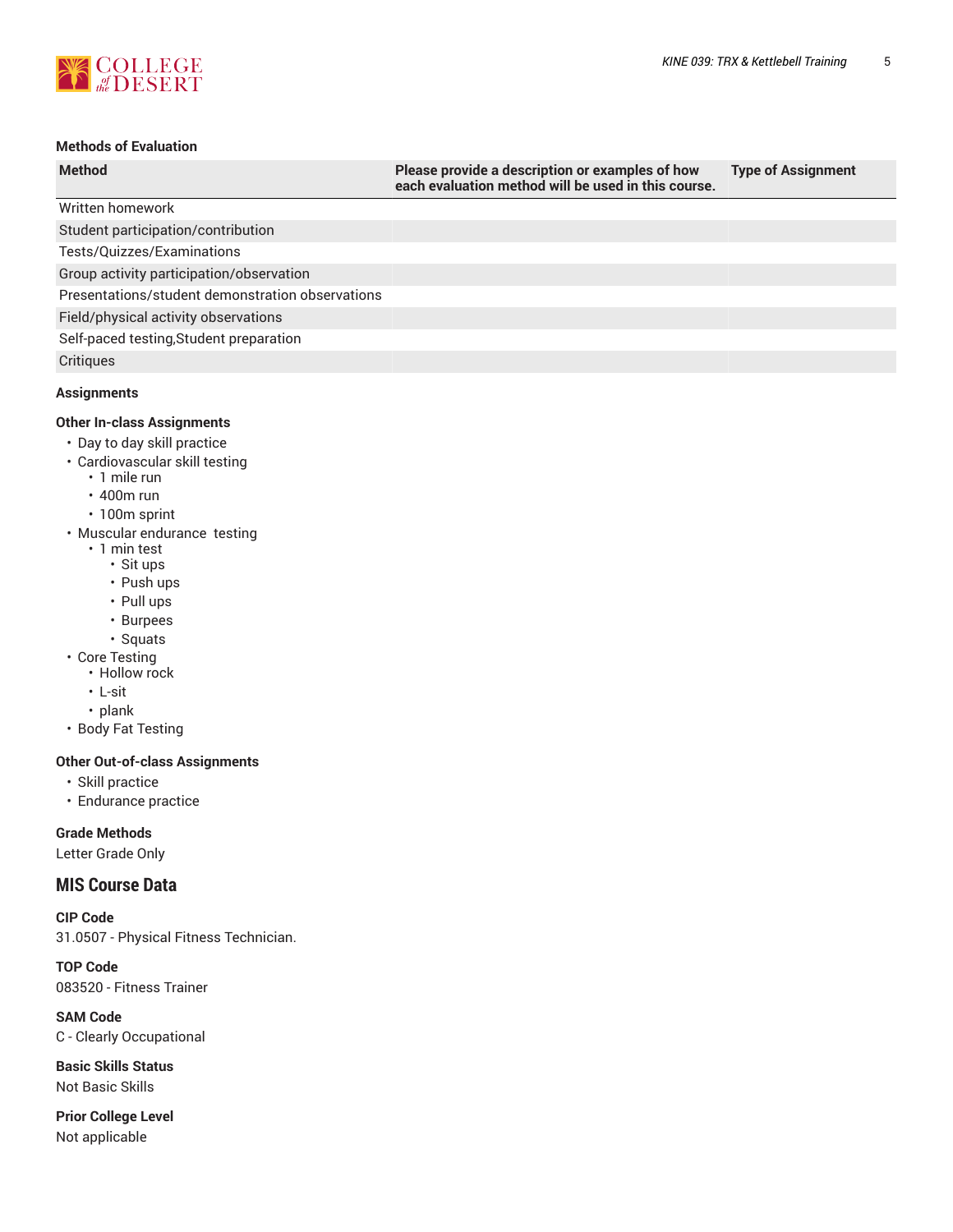### Methods of Evaluation

| Method | Please provide a description or examples of how each evaluation method will be used in this course. | Type of Assignment |
|---|---|---|
| Written homework | | |
| Student participation/contribution | | |
| Tests/Quizzes/Examinations | | |
| Group activity participation/observation | | |
| Presentations/student demonstration observations | | |
| Field/physical activity observations | | |
| Self-paced testing,Student preparation | | |
| Critiques | | |

### Assignments

#### Other In-class Assignments

- Day to day skill practice
- Cardiovascular skill testing
  - 1 mile run
  - 400m run
  - 100m sprint
- Muscular endurance testing
  - 1 min test
    - Sit ups
    - Push ups
    - Pull ups
    - Burpees
    - Squats
- Core Testing
  - Hollow rock
  - L-sit
  - plank
- Body Fat Testing

#### Other Out-of-class Assignments

- Skill practice
- Endurance practice

### Grade Methods

Letter Grade Only

## MIS Course Data

### CIP Code

31.0507 - Physical Fitness Technician.

### TOP Code

083520 - Fitness Trainer

### SAM Code

C - Clearly Occupational

### Basic Skills Status

Not Basic Skills

### Prior College Level

Not applicable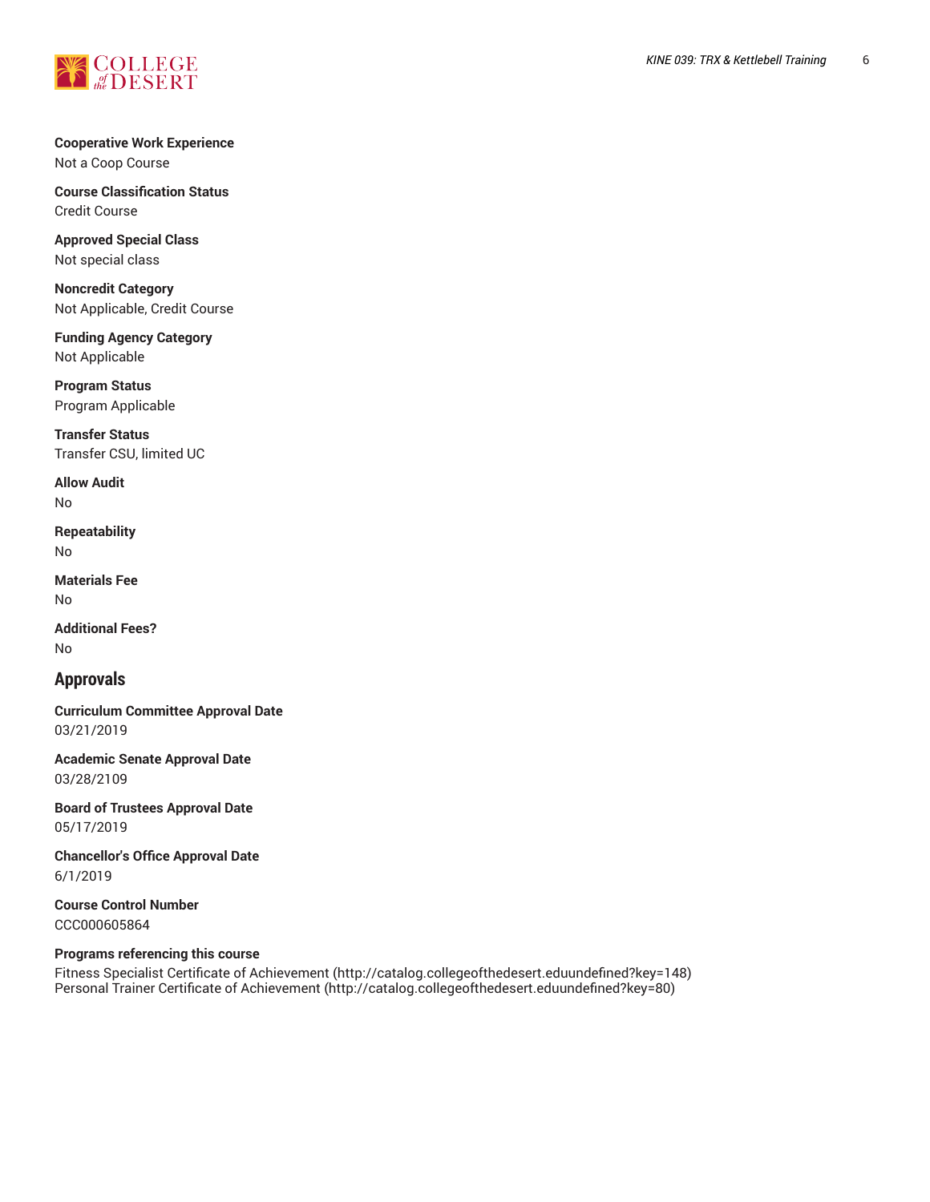**Cooperative Work Experience**
Not a Coop Course

**Course Classification Status**
Credit Course

**Approved Special Class**
Not special class

**Noncredit Category**
Not Applicable, Credit Course

**Funding Agency Category**
Not Applicable

**Program Status**
Program Applicable

**Transfer Status**
Transfer CSU, limited UC

**Allow Audit**
No

**Repeatability**
No

**Materials Fee**
No

**Additional Fees?**
No

## Approvals

**Curriculum Committee Approval Date**
03/21/2019

**Academic Senate Approval Date**
03/28/2109

**Board of Trustees Approval Date**
05/17/2019

**Chancellor's Office Approval Date**
6/1/2019

**Course Control Number**
CCC000605864

**Programs referencing this course**
Fitness Specialist Certificate of Achievement (http://catalog.collegeofthedesert.eduundefined?key=148)
Personal Trainer Certificate of Achievement (http://catalog.collegeofthedesert.eduundefined?key=80)